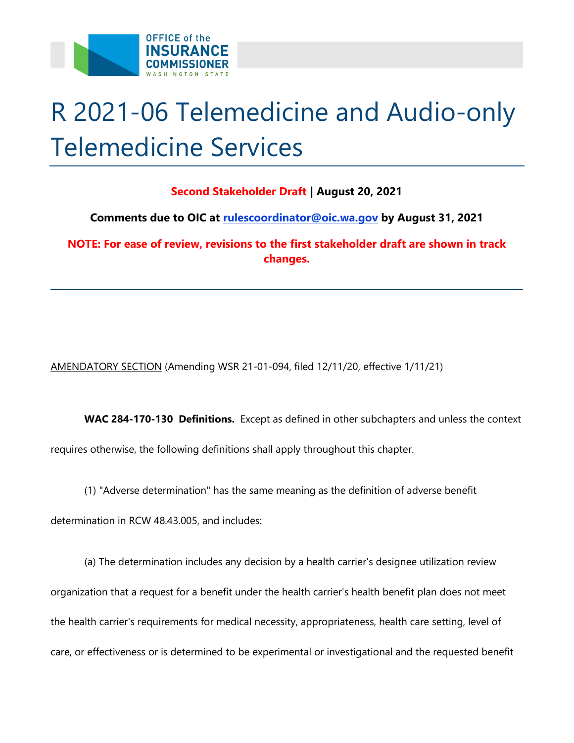# R 2021-06 Telemedicine and Audio-only Telemedicine Services

**Second Stakeholder Draft | August 20, 2021**

**Comments due to OIC at [rulescoordinator@oic.wa.gov](mailto:rulescoordinator@oic.wa.gov) by August 31, 2021**

**NOTE: For ease of review, revisions to the first stakeholder draft are shown in track changes.**

---

AMENDATORY SECTION (Amending WSR 21-01-094, filed 12/11/20, effective 1/11/21)

**WAC 284-170-130 Definitions.** Except as defined in other subchapters and unless the context requires otherwise, the following definitions shall apply throughout this chapter.

(1) "Adverse determination" has the same meaning as the definition of adverse benefit determination in RCW 48.43.005, and includes:

(a) The determination includes any decision by a health carrier's designee utilization review organization that a request for a benefit under the health carrier's health benefit plan does not meet the health carrier's requirements for medical necessity, appropriateness, health care setting, level of care, or effectiveness or is determined to be experimental or investigational and the requested benefit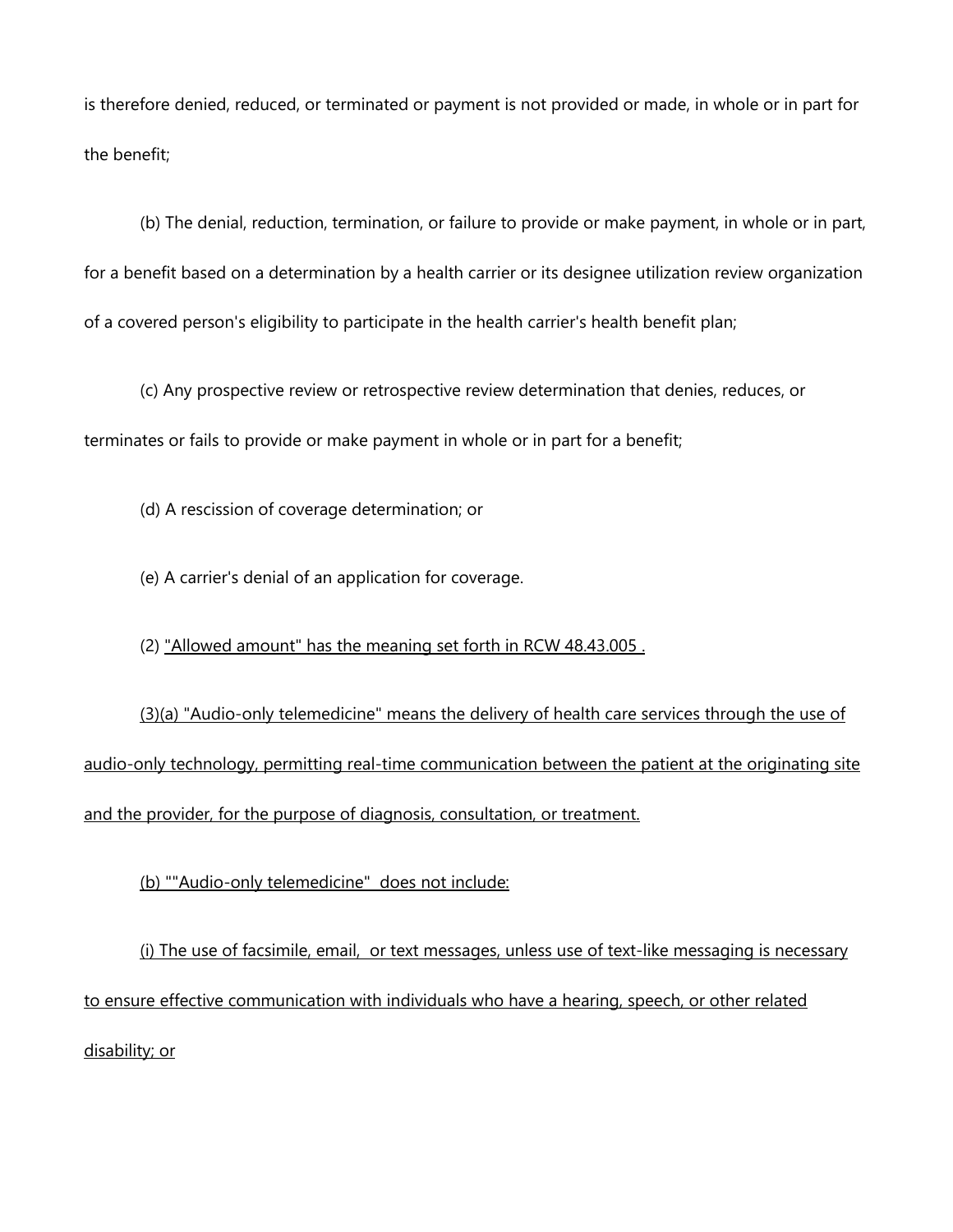is therefore denied, reduced, or terminated or payment is not provided or made, in whole or in part for the benefit;

(b) The denial, reduction, termination, or failure to provide or make payment, in whole or in part, for a benefit based on a determination by a health carrier or its designee utilization review organization of a covered person's eligibility to participate in the health carrier's health benefit plan;

(c) Any prospective review or retrospective review determination that denies, reduces, or terminates or fails to provide or make payment in whole or in part for a benefit;

(d) A rescission of coverage determination; or

(e) A carrier's denial of an application for coverage.

(2) <u>"Allowed amount" has the meaning set forth in RCW 48.43.005 .</u>

<u>(3)(a) "Audio-only telemedicine" means the delivery of health care services through the use of audio-only technology, permitting real-time communication between the patient at the originating site and the provider, for the purpose of diagnosis, consultation, or treatment.</u>

<u>(b) ""Audio-only telemedicine"  does not include:</u>

<u>(i) The use of facsimile, email,  or text messages, unless use of text-like messaging is necessary to ensure effective communication with individuals who have a hearing, speech, or other related disability; or</u>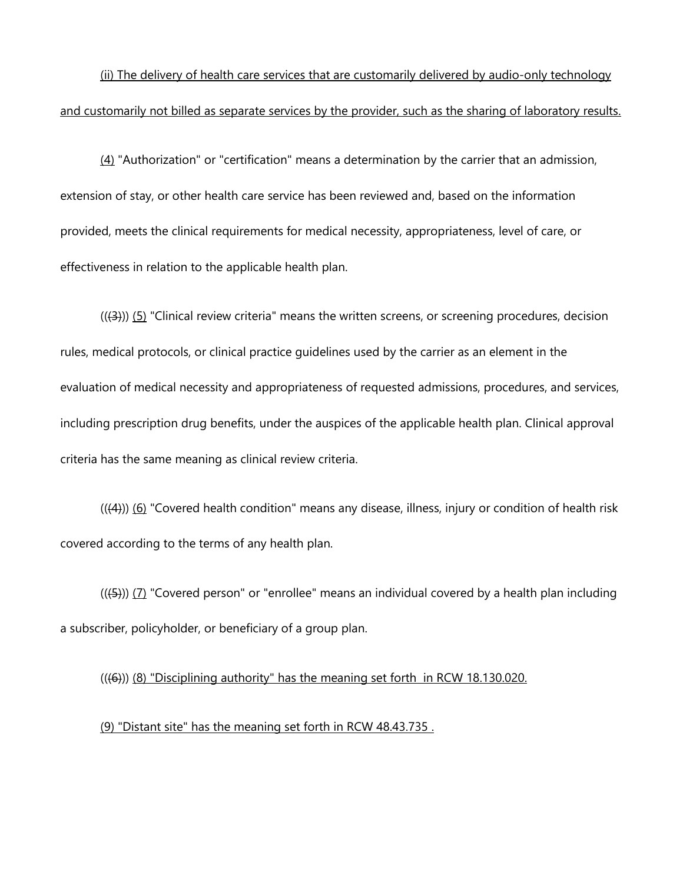(ii) The delivery of health care services that are customarily delivered by audio-only technology and customarily not billed as separate services by the provider, such as the sharing of laboratory results.

(4) "Authorization" or "certification" means a determination by the carrier that an admission, extension of stay, or other health care service has been reviewed and, based on the information provided, meets the clinical requirements for medical necessity, appropriateness, level of care, or effectiveness in relation to the applicable health plan.

(((3))) (5) "Clinical review criteria" means the written screens, or screening procedures, decision rules, medical protocols, or clinical practice guidelines used by the carrier as an element in the evaluation of medical necessity and appropriateness of requested admissions, procedures, and services, including prescription drug benefits, under the auspices of the applicable health plan. Clinical approval criteria has the same meaning as clinical review criteria.

(((4))) (6) "Covered health condition" means any disease, illness, injury or condition of health risk covered according to the terms of any health plan.

(((5))) (7) "Covered person" or "enrollee" means an individual covered by a health plan including a subscriber, policyholder, or beneficiary of a group plan.

(((6))) (8) "Disciplining authority" has the meaning set forth in RCW 18.130.020.

(9) "Distant site" has the meaning set forth in RCW 48.43.735 .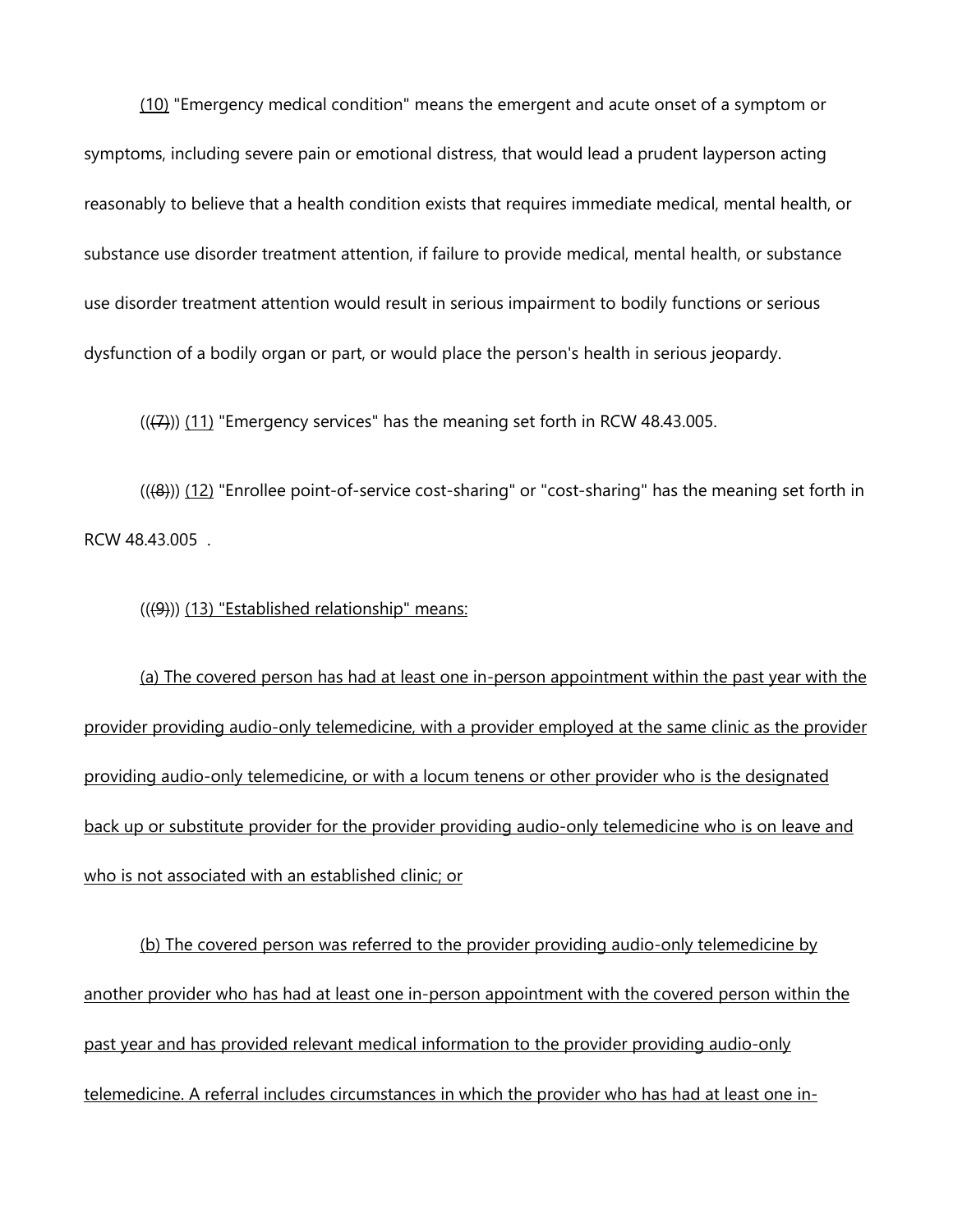(10) "Emergency medical condition" means the emergent and acute onset of a symptom or symptoms, including severe pain or emotional distress, that would lead a prudent layperson acting reasonably to believe that a health condition exists that requires immediate medical, mental health, or substance use disorder treatment attention, if failure to provide medical, mental health, or substance use disorder treatment attention would result in serious impairment to bodily functions or serious dysfunction of a bodily organ or part, or would place the person's health in serious jeopardy.

(((7))) (11) "Emergency services" has the meaning set forth in RCW 48.43.005.

(((8))) (12) "Enrollee point-of-service cost-sharing" or "cost-sharing" has the meaning set forth in RCW 48.43.005 .

(((9))) (13) "Established relationship" means:

(a) The covered person has had at least one in-person appointment within the past year with the provider providing audio-only telemedicine, with a provider employed at the same clinic as the provider providing audio-only telemedicine, or with a locum tenens or other provider who is the designated back up or substitute provider for the provider providing audio-only telemedicine who is on leave and who is not associated with an established clinic; or

(b) The covered person was referred to the provider providing audio-only telemedicine by another provider who has had at least one in-person appointment with the covered person within the past year and has provided relevant medical information to the provider providing audio-only telemedicine. A referral includes circumstances in which the provider who has had at least one in-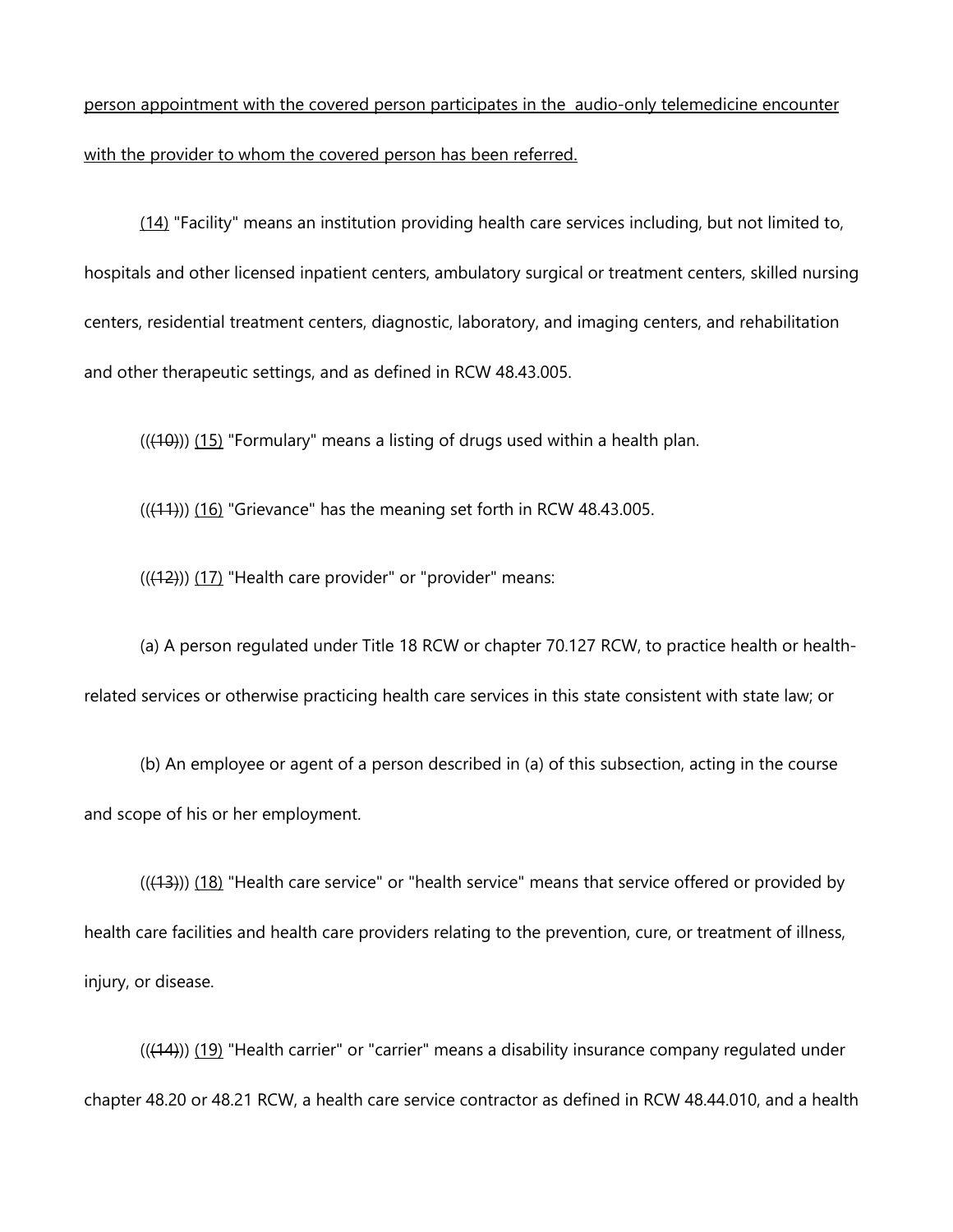person appointment with the covered person participates in the audio-only telemedicine encounter with the provider to whom the covered person has been referred.

(14) "Facility" means an institution providing health care services including, but not limited to, hospitals and other licensed inpatient centers, ambulatory surgical or treatment centers, skilled nursing centers, residential treatment centers, diagnostic, laboratory, and imaging centers, and rehabilitation and other therapeutic settings, and as defined in RCW 48.43.005.

(((10))) (15) "Formulary" means a listing of drugs used within a health plan.

(((11))) (16) "Grievance" has the meaning set forth in RCW 48.43.005.

(((12))) (17) "Health care provider" or "provider" means:

(a) A person regulated under Title 18 RCW or chapter 70.127 RCW, to practice health or health-related services or otherwise practicing health care services in this state consistent with state law; or

(b) An employee or agent of a person described in (a) of this subsection, acting in the course and scope of his or her employment.

(((13))) (18) "Health care service" or "health service" means that service offered or provided by health care facilities and health care providers relating to the prevention, cure, or treatment of illness, injury, or disease.

(((14))) (19) "Health carrier" or "carrier" means a disability insurance company regulated under chapter 48.20 or 48.21 RCW, a health care service contractor as defined in RCW 48.44.010, and a health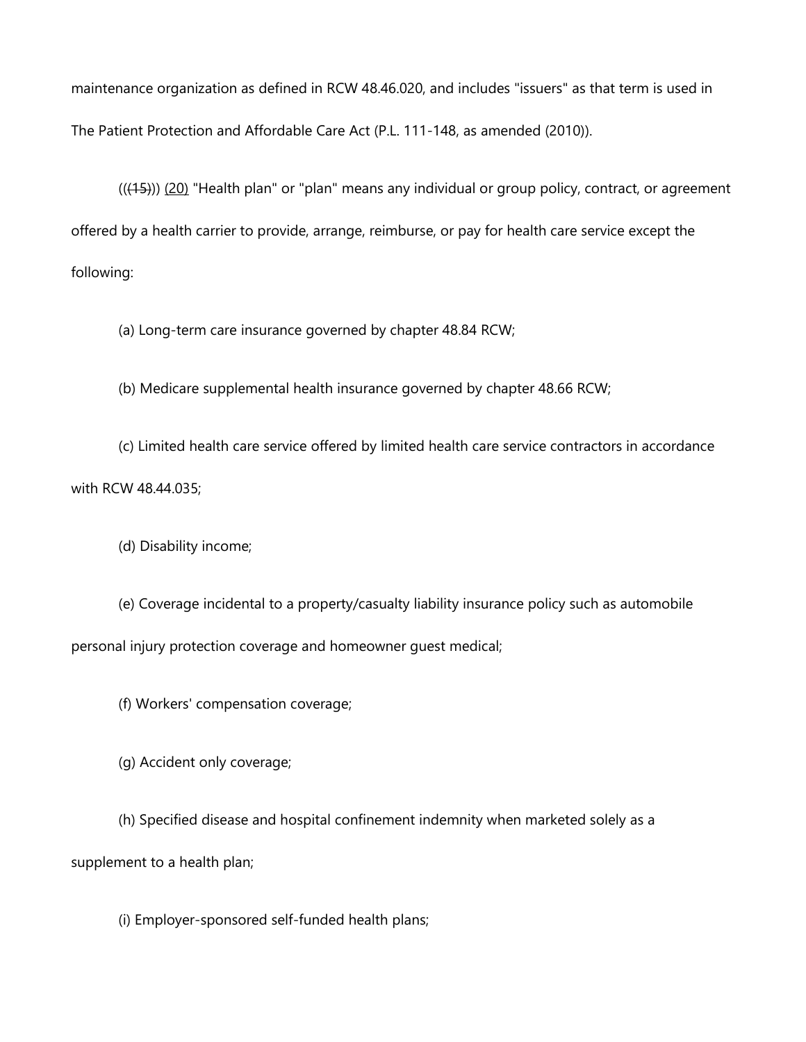maintenance organization as defined in RCW 48.46.020, and includes "issuers" as that term is used in The Patient Protection and Affordable Care Act (P.L. 111-148, as amended (2010)).

(((15))) (20) "Health plan" or "plan" means any individual or group policy, contract, or agreement offered by a health carrier to provide, arrange, reimburse, or pay for health care service except the following:

(a) Long-term care insurance governed by chapter 48.84 RCW;

(b) Medicare supplemental health insurance governed by chapter 48.66 RCW;

(c) Limited health care service offered by limited health care service contractors in accordance with RCW 48.44.035;

(d) Disability income;

(e) Coverage incidental to a property/casualty liability insurance policy such as automobile personal injury protection coverage and homeowner guest medical;

(f) Workers' compensation coverage;

(g) Accident only coverage;

(h) Specified disease and hospital confinement indemnity when marketed solely as a supplement to a health plan;

(i) Employer-sponsored self-funded health plans;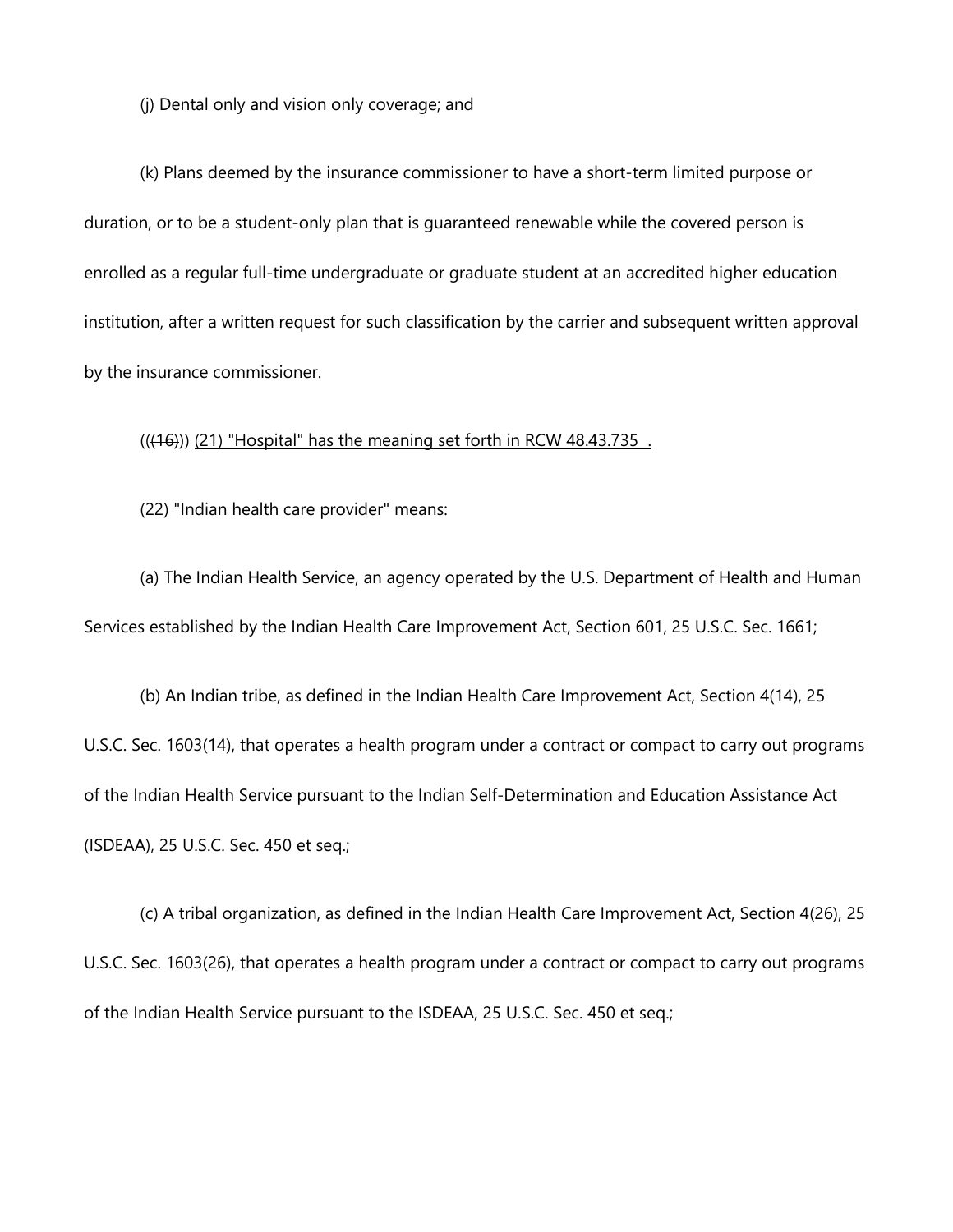(j) Dental only and vision only coverage; and

(k) Plans deemed by the insurance commissioner to have a short-term limited purpose or duration, or to be a student-only plan that is guaranteed renewable while the covered person is enrolled as a regular full-time undergraduate or graduate student at an accredited higher education institution, after a written request for such classification by the carrier and subsequent written approval by the insurance commissioner.

((~~(16)~~)) <u>(21) "Hospital" has the meaning set forth in RCW 48.43.735 .</u>

<u>(22)</u> "Indian health care provider" means:

(a) The Indian Health Service, an agency operated by the U.S. Department of Health and Human Services established by the Indian Health Care Improvement Act, Section 601, 25 U.S.C. Sec. 1661;

(b) An Indian tribe, as defined in the Indian Health Care Improvement Act, Section 4(14), 25 U.S.C. Sec. 1603(14), that operates a health program under a contract or compact to carry out programs of the Indian Health Service pursuant to the Indian Self-Determination and Education Assistance Act (ISDEAA), 25 U.S.C. Sec. 450 et seq.;

(c) A tribal organization, as defined in the Indian Health Care Improvement Act, Section 4(26), 25 U.S.C. Sec. 1603(26), that operates a health program under a contract or compact to carry out programs of the Indian Health Service pursuant to the ISDEAA, 25 U.S.C. Sec. 450 et seq.;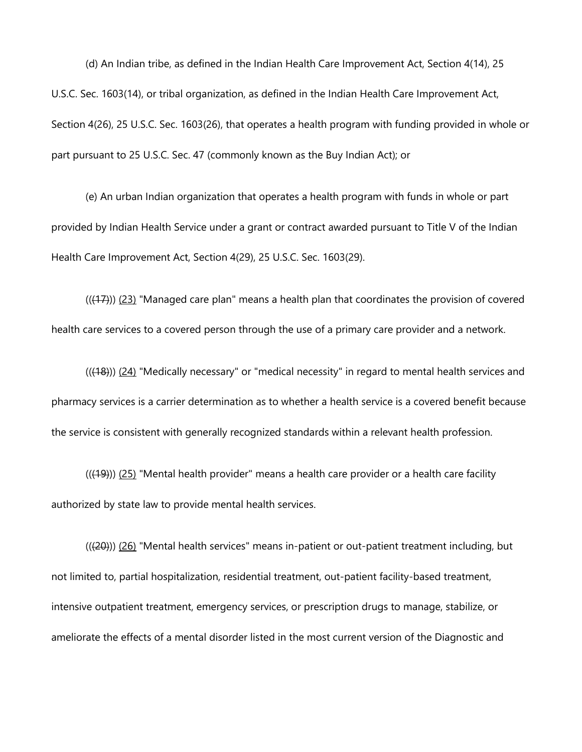(d) An Indian tribe, as defined in the Indian Health Care Improvement Act, Section 4(14), 25 U.S.C. Sec. 1603(14), or tribal organization, as defined in the Indian Health Care Improvement Act, Section 4(26), 25 U.S.C. Sec. 1603(26), that operates a health program with funding provided in whole or part pursuant to 25 U.S.C. Sec. 47 (commonly known as the Buy Indian Act); or

(e) An urban Indian organization that operates a health program with funds in whole or part provided by Indian Health Service under a grant or contract awarded pursuant to Title V of the Indian Health Care Improvement Act, Section 4(29), 25 U.S.C. Sec. 1603(29).

(((17))) (23) "Managed care plan" means a health plan that coordinates the provision of covered health care services to a covered person through the use of a primary care provider and a network.

(((18))) (24) "Medically necessary" or "medical necessity" in regard to mental health services and pharmacy services is a carrier determination as to whether a health service is a covered benefit because the service is consistent with generally recognized standards within a relevant health profession.

(((19))) (25) "Mental health provider" means a health care provider or a health care facility authorized by state law to provide mental health services.

(((20))) (26) "Mental health services" means in-patient or out-patient treatment including, but not limited to, partial hospitalization, residential treatment, out-patient facility-based treatment, intensive outpatient treatment, emergency services, or prescription drugs to manage, stabilize, or ameliorate the effects of a mental disorder listed in the most current version of the Diagnostic and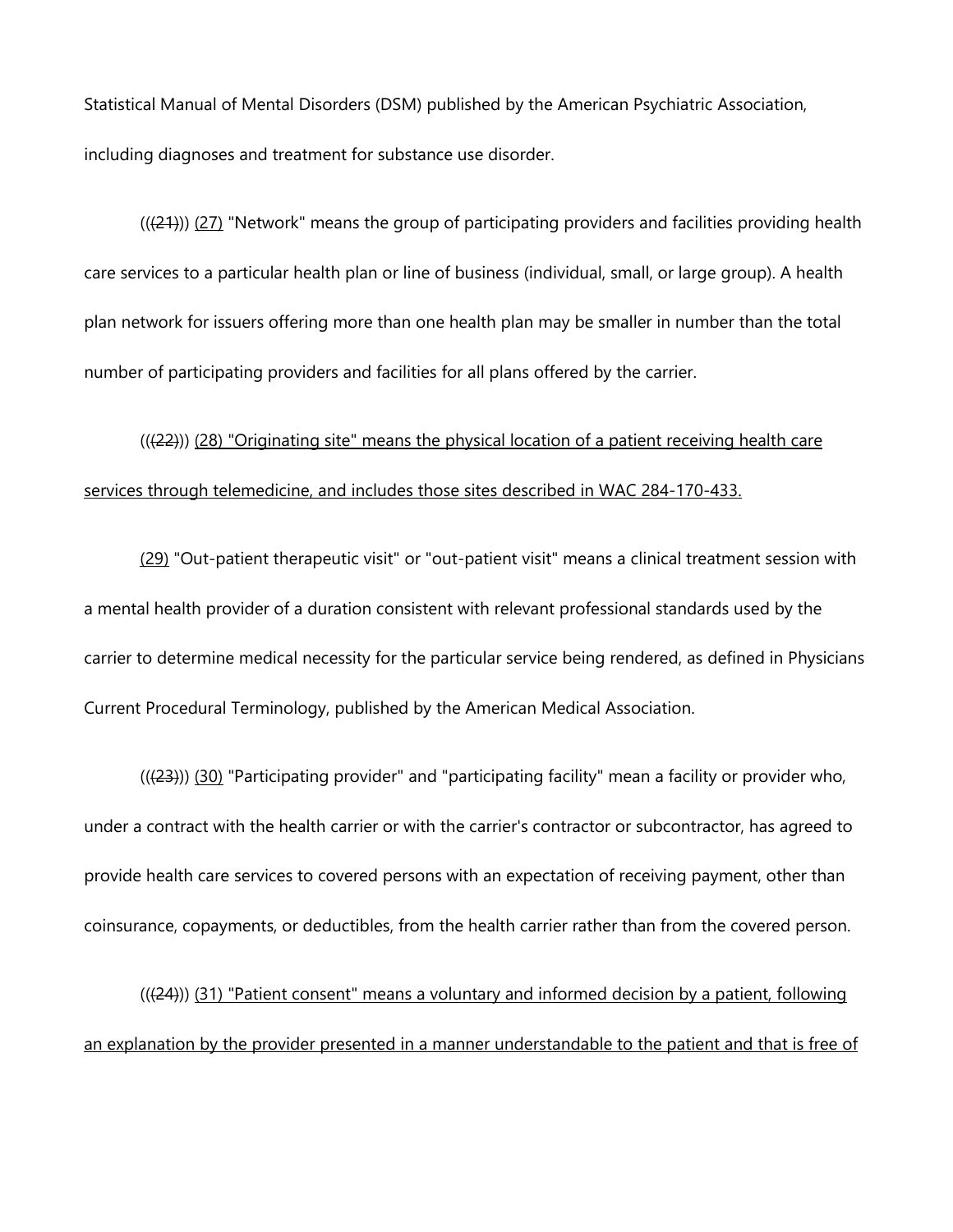Statistical Manual of Mental Disorders (DSM) published by the American Psychiatric Association, including diagnoses and treatment for substance use disorder.

((~~(21)~~)) <u>(27)</u> "Network" means the group of participating providers and facilities providing health care services to a particular health plan or line of business (individual, small, or large group). A health plan network for issuers offering more than one health plan may be smaller in number than the total number of participating providers and facilities for all plans offered by the carrier.

((~~(22)~~)) <u>(28) "Originating site" means the physical location of a patient receiving health care services through telemedicine, and includes those sites described in WAC 284-170-433.</u>

<u>(29)</u> "Out-patient therapeutic visit" or "out-patient visit" means a clinical treatment session with a mental health provider of a duration consistent with relevant professional standards used by the carrier to determine medical necessity for the particular service being rendered, as defined in Physicians Current Procedural Terminology, published by the American Medical Association.

((~~(23)~~)) <u>(30)</u> "Participating provider" and "participating facility" mean a facility or provider who, under a contract with the health carrier or with the carrier's contractor or subcontractor, has agreed to provide health care services to covered persons with an expectation of receiving payment, other than coinsurance, copayments, or deductibles, from the health carrier rather than from the covered person.

((~~(24)~~)) <u>(31) "Patient consent" means a voluntary and informed decision by a patient, following an explanation by the provider presented in a manner understandable to the patient and that is free of</u>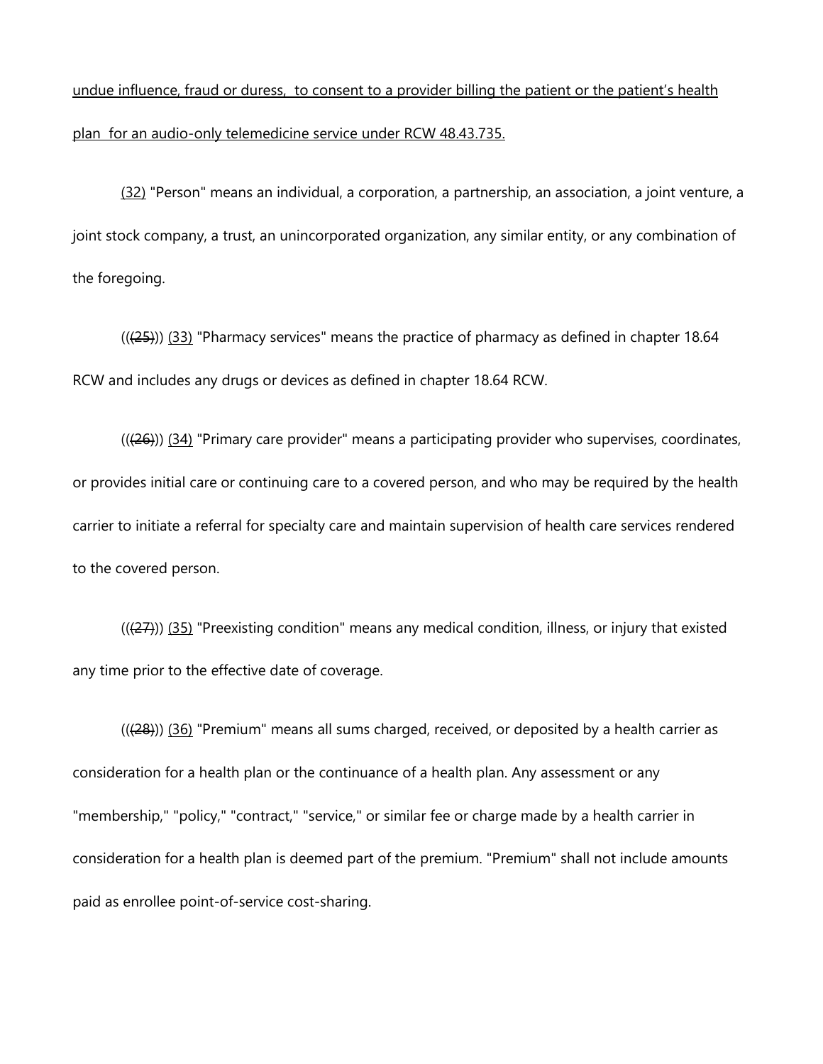undue influence, fraud or duress, to consent to a provider billing the patient or the patient's health plan for an audio-only telemedicine service under RCW 48.43.735.

(32) "Person" means an individual, a corporation, a partnership, an association, a joint venture, a joint stock company, a trust, an unincorporated organization, any similar entity, or any combination of the foregoing.

(((25))) (33) "Pharmacy services" means the practice of pharmacy as defined in chapter 18.64 RCW and includes any drugs or devices as defined in chapter 18.64 RCW.

(((26))) (34) "Primary care provider" means a participating provider who supervises, coordinates, or provides initial care or continuing care to a covered person, and who may be required by the health carrier to initiate a referral for specialty care and maintain supervision of health care services rendered to the covered person.

(((27))) (35) "Preexisting condition" means any medical condition, illness, or injury that existed any time prior to the effective date of coverage.

(((28))) (36) "Premium" means all sums charged, received, or deposited by a health carrier as consideration for a health plan or the continuance of a health plan. Any assessment or any "membership," "policy," "contract," "service," or similar fee or charge made by a health carrier in consideration for a health plan is deemed part of the premium. "Premium" shall not include amounts paid as enrollee point-of-service cost-sharing.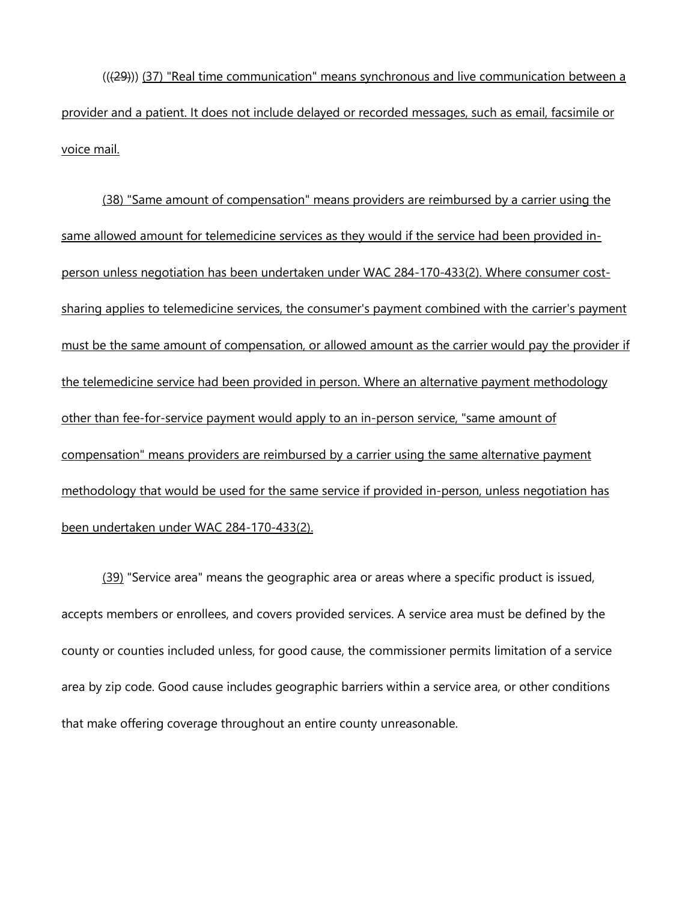(((29))) (37) "Real time communication" means synchronous and live communication between a provider and a patient. It does not include delayed or recorded messages, such as email, facsimile or voice mail.

(38) "Same amount of compensation" means providers are reimbursed by a carrier using the same allowed amount for telemedicine services as they would if the service had been provided in-person unless negotiation has been undertaken under WAC 284-170-433(2). Where consumer cost-sharing applies to telemedicine services, the consumer's payment combined with the carrier's payment must be the same amount of compensation, or allowed amount as the carrier would pay the provider if the telemedicine service had been provided in person. Where an alternative payment methodology other than fee-for-service payment would apply to an in-person service, "same amount of compensation" means providers are reimbursed by a carrier using the same alternative payment methodology that would be used for the same service if provided in-person, unless negotiation has been undertaken under WAC 284-170-433(2).

(39) "Service area" means the geographic area or areas where a specific product is issued, accepts members or enrollees, and covers provided services. A service area must be defined by the county or counties included unless, for good cause, the commissioner permits limitation of a service area by zip code. Good cause includes geographic barriers within a service area, or other conditions that make offering coverage throughout an entire county unreasonable.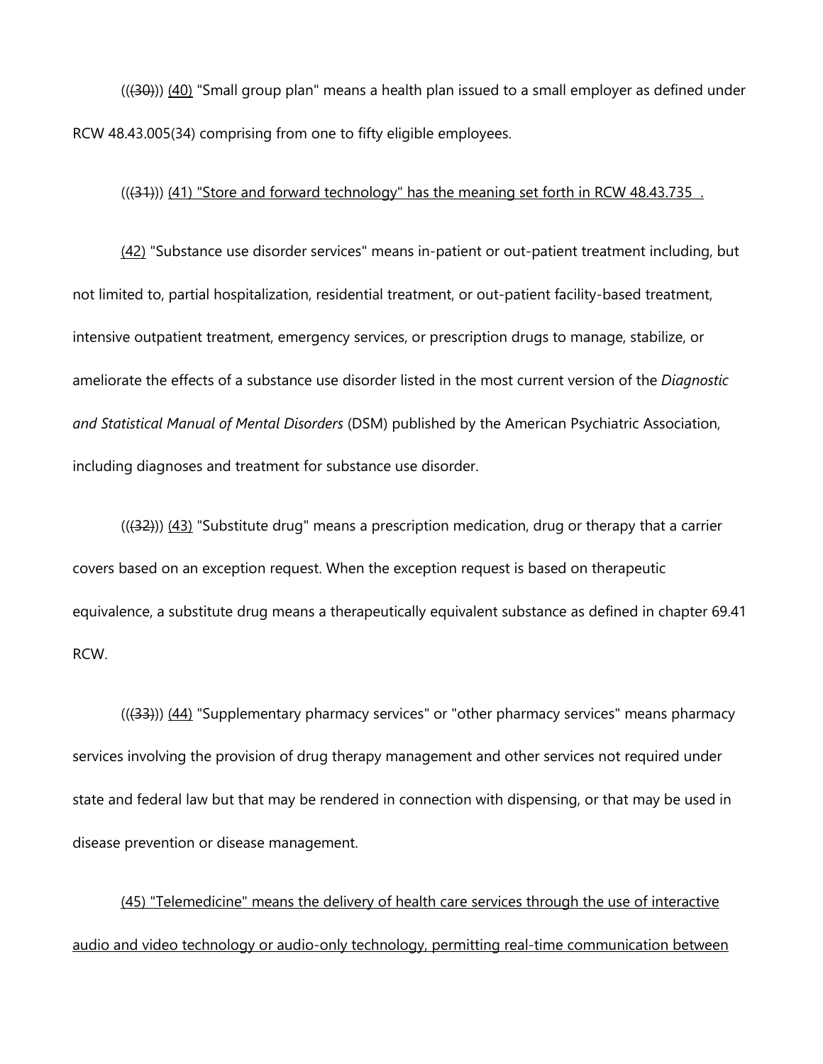(((30))) (40) "Small group plan" means a health plan issued to a small employer as defined under RCW 48.43.005(34) comprising from one to fifty eligible employees.

(((31))) (41) "Store and forward technology" has the meaning set forth in RCW 48.43.735 .

(42) "Substance use disorder services" means in-patient or out-patient treatment including, but not limited to, partial hospitalization, residential treatment, or out-patient facility-based treatment, intensive outpatient treatment, emergency services, or prescription drugs to manage, stabilize, or ameliorate the effects of a substance use disorder listed in the most current version of the *Diagnostic and Statistical Manual of Mental Disorders* (DSM) published by the American Psychiatric Association, including diagnoses and treatment for substance use disorder.

(((32))) (43) "Substitute drug" means a prescription medication, drug or therapy that a carrier covers based on an exception request. When the exception request is based on therapeutic equivalence, a substitute drug means a therapeutically equivalent substance as defined in chapter 69.41 RCW.

(((33))) (44) "Supplementary pharmacy services" or "other pharmacy services" means pharmacy services involving the provision of drug therapy management and other services not required under state and federal law but that may be rendered in connection with dispensing, or that may be used in disease prevention or disease management.

(45) "Telemedicine" means the delivery of health care services through the use of interactive audio and video technology or audio-only technology, permitting real-time communication between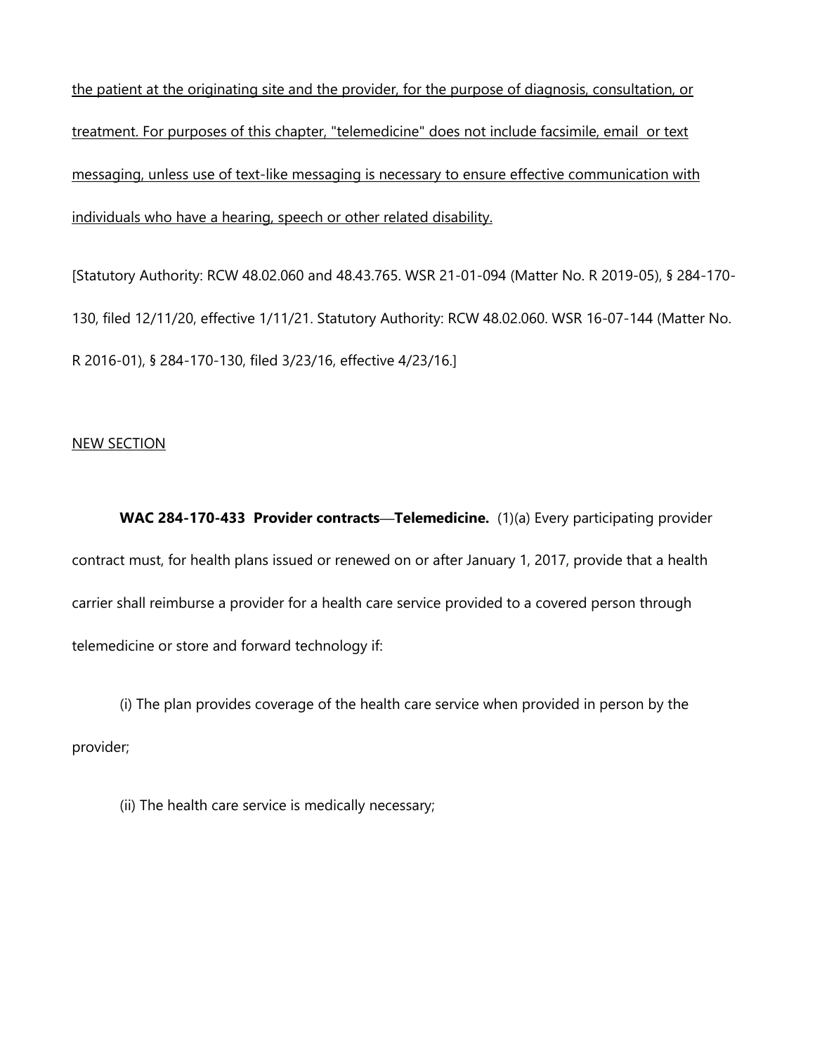<u>the patient at the originating site and the provider, for the purpose of diagnosis, consultation, or treatment. For purposes of this chapter, "telemedicine" does not include facsimile, email or text messaging, unless use of text-like messaging is necessary to ensure effective communication with individuals who have a hearing, speech or other related disability.</u>

[Statutory Authority: RCW 48.02.060 and 48.43.765. WSR 21-01-094 (Matter No. R 2019-05), § 284-170-130, filed 12/11/20, effective 1/11/21. Statutory Authority: RCW 48.02.060. WSR 16-07-144 (Matter No. R 2016-01), § 284-170-130, filed 3/23/16, effective 4/23/16.]

<u>NEW SECTION</u>

**WAC 284-170-433 Provider contracts—Telemedicine.** (1)(a) Every participating provider contract must, for health plans issued or renewed on or after January 1, 2017, provide that a health carrier shall reimburse a provider for a health care service provided to a covered person through telemedicine or store and forward technology if:

(i) The plan provides coverage of the health care service when provided in person by the provider;

(ii) The health care service is medically necessary;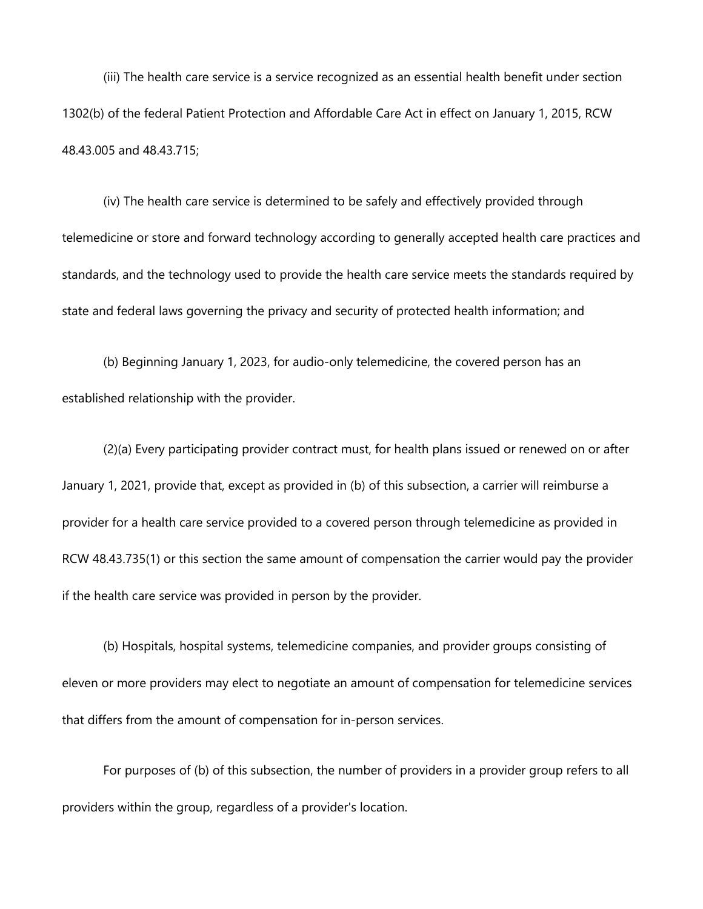(iii) The health care service is a service recognized as an essential health benefit under section 1302(b) of the federal Patient Protection and Affordable Care Act in effect on January 1, 2015, RCW 48.43.005 and 48.43.715;

(iv) The health care service is determined to be safely and effectively provided through telemedicine or store and forward technology according to generally accepted health care practices and standards, and the technology used to provide the health care service meets the standards required by state and federal laws governing the privacy and security of protected health information; and

(b) Beginning January 1, 2023, for audio-only telemedicine, the covered person has an established relationship with the provider.

(2)(a) Every participating provider contract must, for health plans issued or renewed on or after January 1, 2021, provide that, except as provided in (b) of this subsection, a carrier will reimburse a provider for a health care service provided to a covered person through telemedicine as provided in RCW 48.43.735(1) or this section the same amount of compensation the carrier would pay the provider if the health care service was provided in person by the provider.

(b) Hospitals, hospital systems, telemedicine companies, and provider groups consisting of eleven or more providers may elect to negotiate an amount of compensation for telemedicine services that differs from the amount of compensation for in-person services.

For purposes of (b) of this subsection, the number of providers in a provider group refers to all providers within the group, regardless of a provider's location.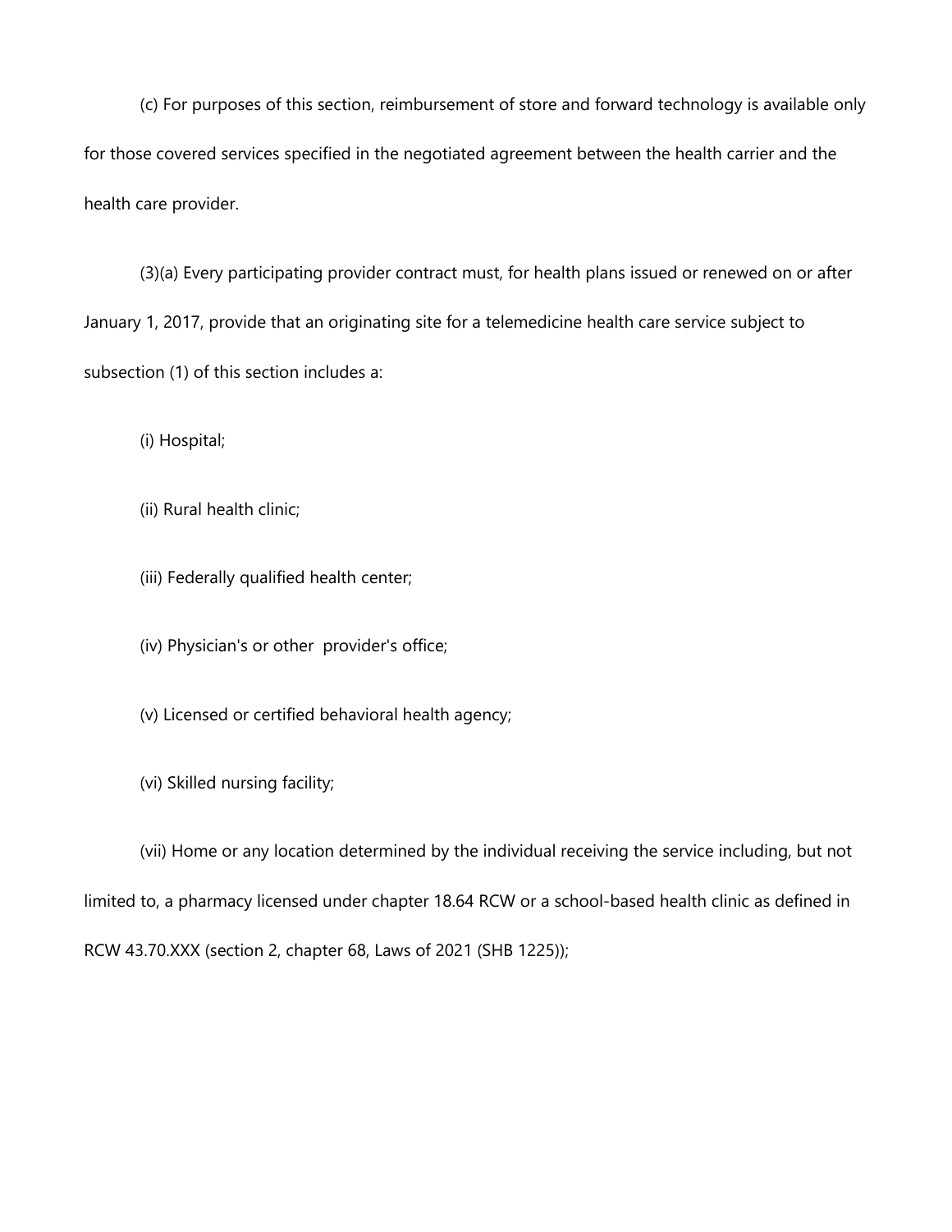(c) For purposes of this section, reimbursement of store and forward technology is available only for those covered services specified in the negotiated agreement between the health carrier and the health care provider.

(3)(a) Every participating provider contract must, for health plans issued or renewed on or after January 1, 2017, provide that an originating site for a telemedicine health care service subject to subsection (1) of this section includes a:

(i) Hospital;

(ii) Rural health clinic;

(iii) Federally qualified health center;

(iv) Physician's or other provider's office;

(v) Licensed or certified behavioral health agency;

(vi) Skilled nursing facility;

(vii) Home or any location determined by the individual receiving the service including, but not limited to, a pharmacy licensed under chapter 18.64 RCW or a school-based health clinic as defined in RCW 43.70.XXX (section 2, chapter 68, Laws of 2021 (SHB 1225));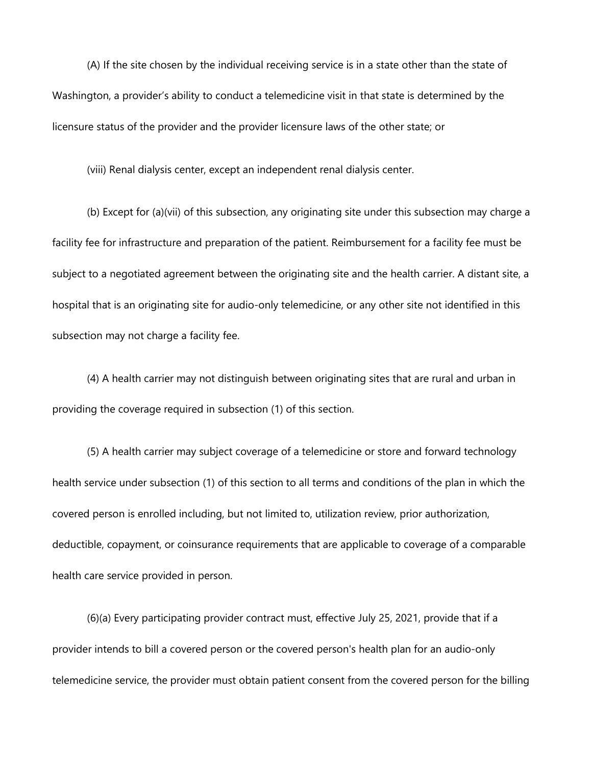(A) If the site chosen by the individual receiving service is in a state other than the state of Washington, a provider's ability to conduct a telemedicine visit in that state is determined by the licensure status of the provider and the provider licensure laws of the other state; or

(viii) Renal dialysis center, except an independent renal dialysis center.

(b) Except for (a)(vii) of this subsection, any originating site under this subsection may charge a facility fee for infrastructure and preparation of the patient. Reimbursement for a facility fee must be subject to a negotiated agreement between the originating site and the health carrier. A distant site, a hospital that is an originating site for audio-only telemedicine, or any other site not identified in this subsection may not charge a facility fee.

(4) A health carrier may not distinguish between originating sites that are rural and urban in providing the coverage required in subsection (1) of this section.

(5) A health carrier may subject coverage of a telemedicine or store and forward technology health service under subsection (1) of this section to all terms and conditions of the plan in which the covered person is enrolled including, but not limited to, utilization review, prior authorization, deductible, copayment, or coinsurance requirements that are applicable to coverage of a comparable health care service provided in person.

(6)(a) Every participating provider contract must, effective July 25, 2021, provide that if a provider intends to bill a covered person or the covered person's health plan for an audio-only telemedicine service, the provider must obtain patient consent from the covered person for the billing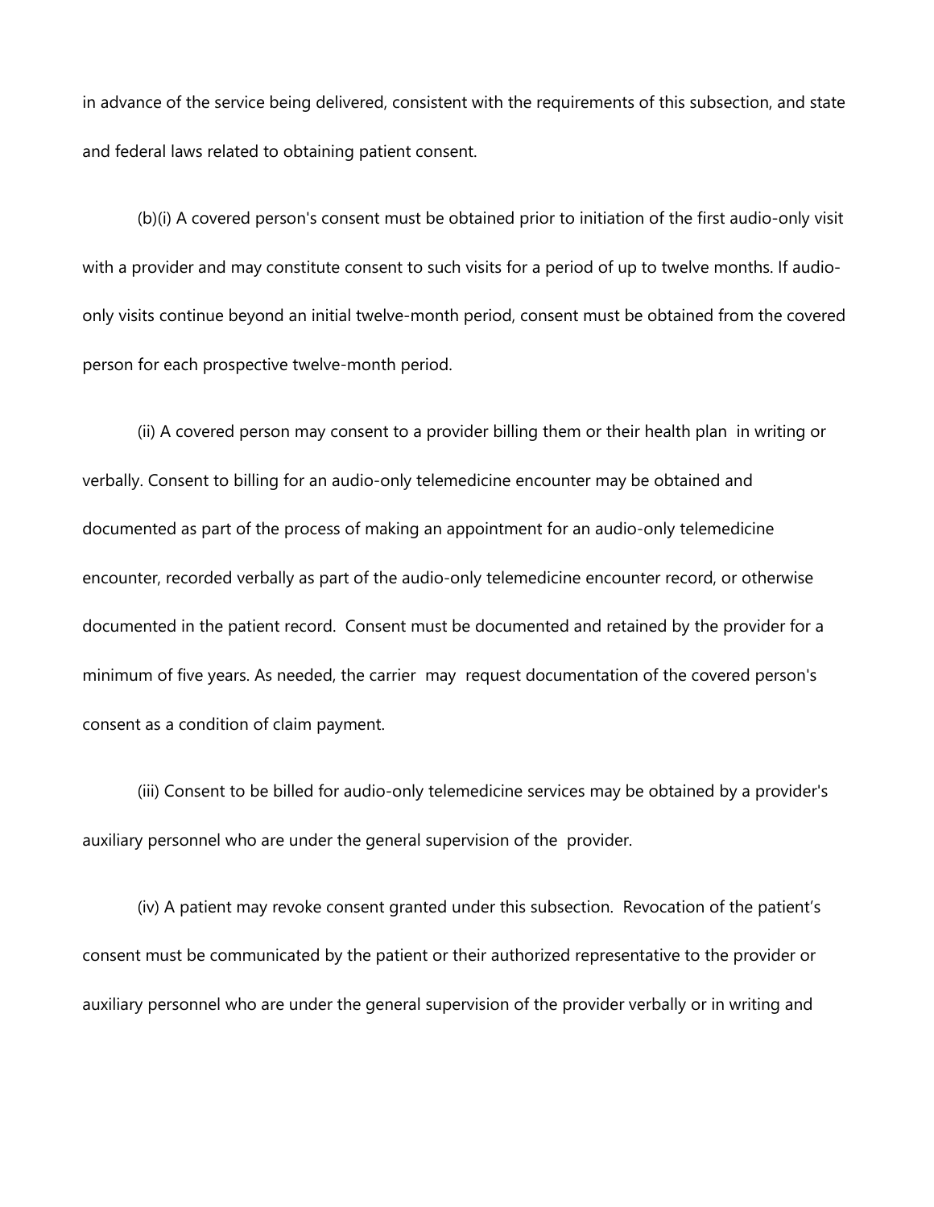in advance of the service being delivered, consistent with the requirements of this subsection, and state and federal laws related to obtaining patient consent.

(b)(i) A covered person's consent must be obtained prior to initiation of the first audio-only visit with a provider and may constitute consent to such visits for a period of up to twelve months. If audio-only visits continue beyond an initial twelve-month period, consent must be obtained from the covered person for each prospective twelve-month period.

(ii) A covered person may consent to a provider billing them or their health plan in writing or verbally. Consent to billing for an audio-only telemedicine encounter may be obtained and documented as part of the process of making an appointment for an audio-only telemedicine encounter, recorded verbally as part of the audio-only telemedicine encounter record, or otherwise documented in the patient record. Consent must be documented and retained by the provider for a minimum of five years. As needed, the carrier may request documentation of the covered person's consent as a condition of claim payment.

(iii) Consent to be billed for audio-only telemedicine services may be obtained by a provider's auxiliary personnel who are under the general supervision of the provider.

(iv) A patient may revoke consent granted under this subsection. Revocation of the patient's consent must be communicated by the patient or their authorized representative to the provider or auxiliary personnel who are under the general supervision of the provider verbally or in writing and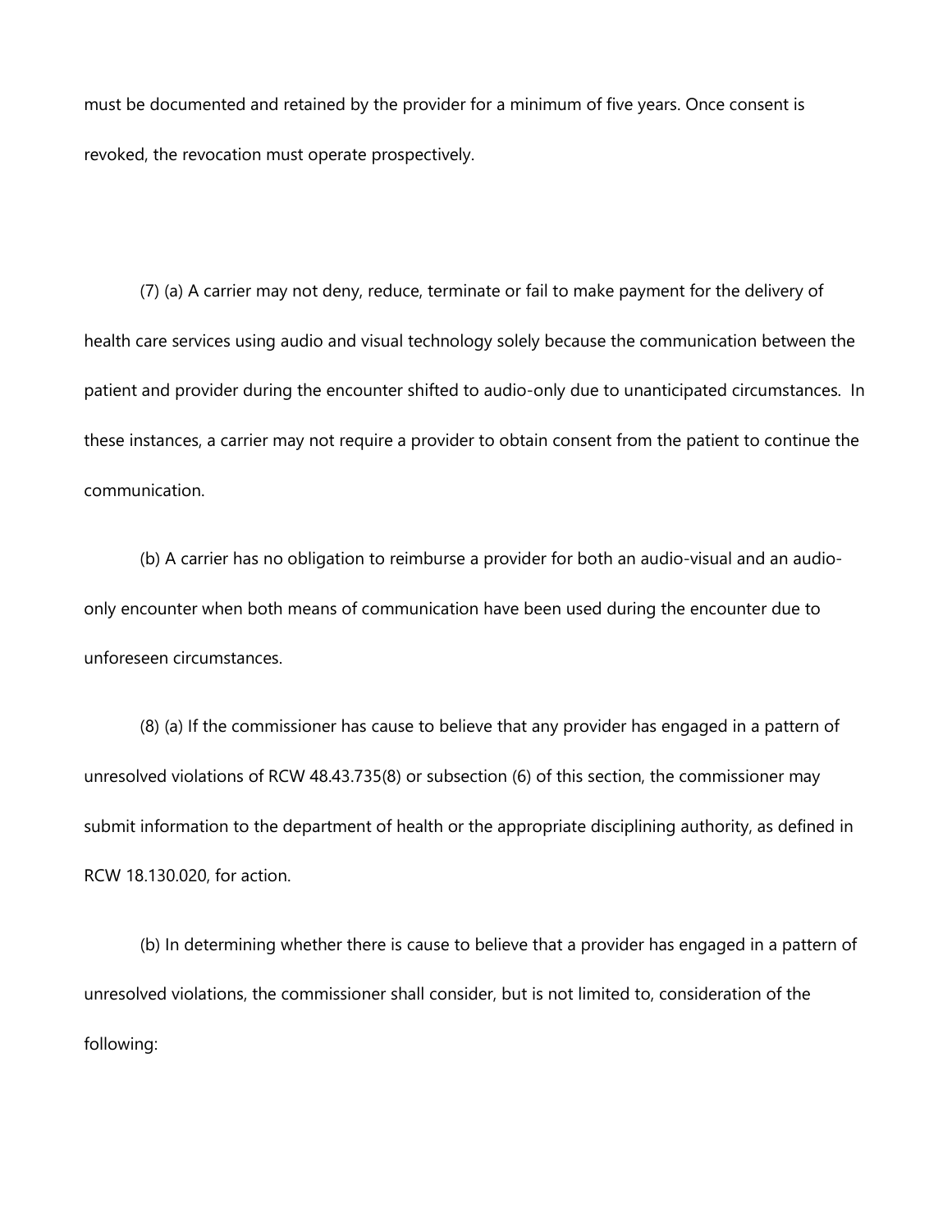must be documented and retained by the provider for a minimum of five years. Once consent is revoked, the revocation must operate prospectively.

(7) (a) A carrier may not deny, reduce, terminate or fail to make payment for the delivery of health care services using audio and visual technology solely because the communication between the patient and provider during the encounter shifted to audio-only due to unanticipated circumstances. In these instances, a carrier may not require a provider to obtain consent from the patient to continue the communication.

(b) A carrier has no obligation to reimburse a provider for both an audio-visual and an audio-only encounter when both means of communication have been used during the encounter due to unforeseen circumstances.

(8) (a) If the commissioner has cause to believe that any provider has engaged in a pattern of unresolved violations of RCW 48.43.735(8) or subsection (6) of this section, the commissioner may submit information to the department of health or the appropriate disciplining authority, as defined in RCW 18.130.020, for action.

(b) In determining whether there is cause to believe that a provider has engaged in a pattern of unresolved violations, the commissioner shall consider, but is not limited to, consideration of the following: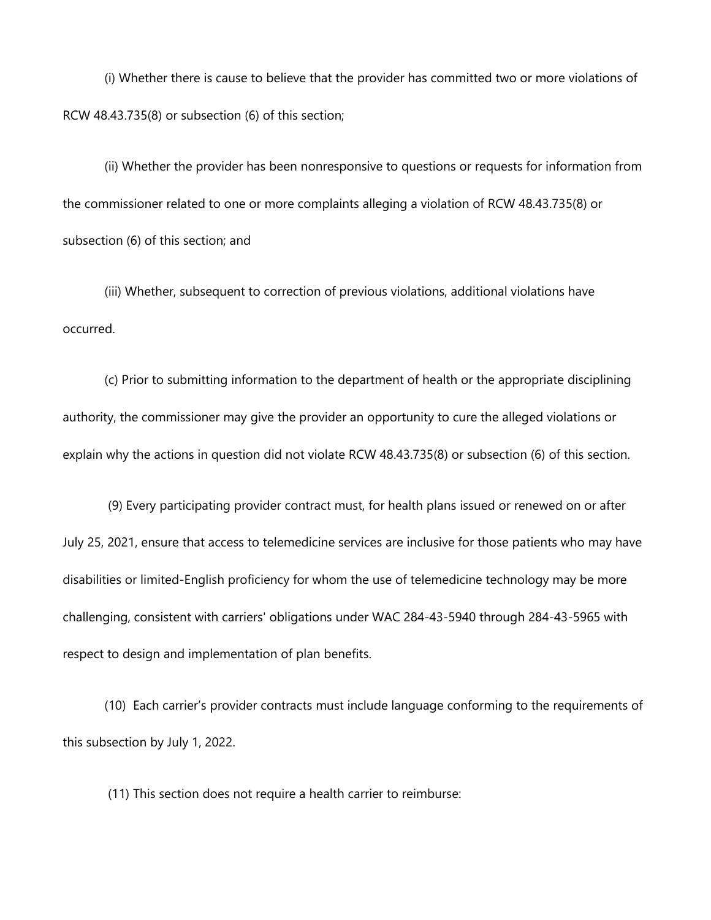(i) Whether there is cause to believe that the provider has committed two or more violations of RCW 48.43.735(8) or subsection (6) of this section;

(ii) Whether the provider has been nonresponsive to questions or requests for information from the commissioner related to one or more complaints alleging a violation of RCW 48.43.735(8) or subsection (6) of this section; and

(iii) Whether, subsequent to correction of previous violations, additional violations have occurred.

(c) Prior to submitting information to the department of health or the appropriate disciplining authority, the commissioner may give the provider an opportunity to cure the alleged violations or explain why the actions in question did not violate RCW 48.43.735(8) or subsection (6) of this section.

(9) Every participating provider contract must, for health plans issued or renewed on or after July 25, 2021, ensure that access to telemedicine services are inclusive for those patients who may have disabilities or limited-English proficiency for whom the use of telemedicine technology may be more challenging, consistent with carriers' obligations under WAC 284-43-5940 through 284-43-5965 with respect to design and implementation of plan benefits.

(10) Each carrier's provider contracts must include language conforming to the requirements of this subsection by July 1, 2022.

(11) This section does not require a health carrier to reimburse: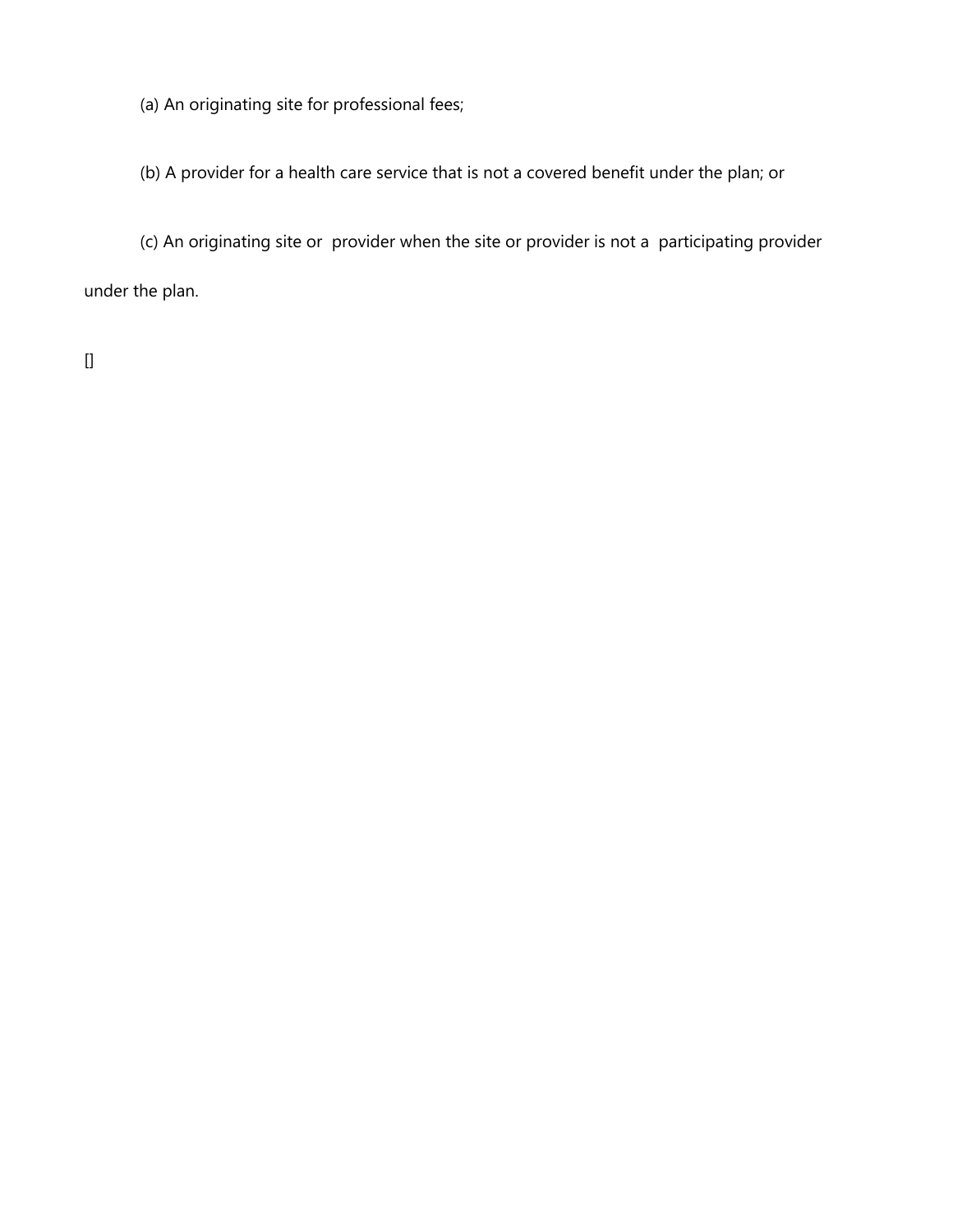(a) An originating site for professional fees;

(b) A provider for a health care service that is not a covered benefit under the plan; or

(c) An originating site or provider when the site or provider is not a participating provider under the plan.

[]